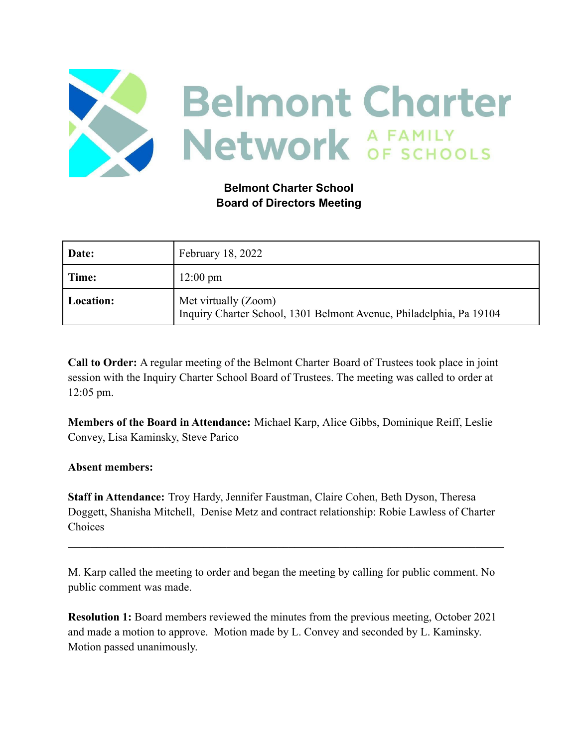Belmont Charter Network A FAMILY OF SCHOOLS

**Belmont Charter School**
**Board of Directors Meeting**

| **Date:** | February 18, 2022 |
|---|---|
| **Time:** | 12:00 pm |
| **Location:** | Met virtually (Zoom)<br>Inquiry Charter School, 1301 Belmont Avenue, Philadelphia, Pa 19104 |

**Call to Order:** A regular meeting of the Belmont Charter Board of Trustees took place in joint session with the Inquiry Charter School Board of Trustees. The meeting was called to order at 12:05 pm.

**Members of the Board in Attendance:** Michael Karp, Alice Gibbs, Dominique Reiff, Leslie Convey, Lisa Kaminsky, Steve Parico

**Absent members:**

**Staff in Attendance:** Troy Hardy, Jennifer Faustman, Claire Cohen, Beth Dyson, Theresa Doggett, Shanisha Mitchell, Denise Metz and contract relationship: Robie Lawless of Charter Choices

---

M. Karp called the meeting to order and began the meeting by calling for public comment. No public comment was made.

**Resolution 1:** Board members reviewed the minutes from the previous meeting, October 2021 and made a motion to approve. Motion made by L. Convey and seconded by L. Kaminsky. Motion passed unanimously.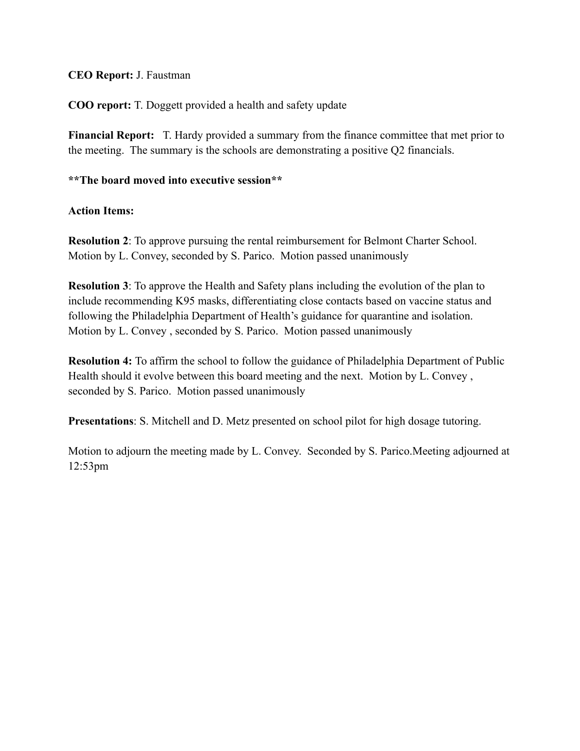**CEO Report:** J. Faustman

**COO report:** T. Doggett provided a health and safety update

**Financial Report:** T. Hardy provided a summary from the finance committee that met prior to the meeting. The summary is the schools are demonstrating a positive Q2 financials.

**The board moved into executive session**

**Action Items:**

**Resolution 2**: To approve pursuing the rental reimbursement for Belmont Charter School. Motion by L. Convey, seconded by S. Parico. Motion passed unanimously

**Resolution 3**: To approve the Health and Safety plans including the evolution of the plan to include recommending K95 masks, differentiating close contacts based on vaccine status and following the Philadelphia Department of Health's guidance for quarantine and isolation. Motion by L. Convey , seconded by S. Parico. Motion passed unanimously

**Resolution 4:** To affirm the school to follow the guidance of Philadelphia Department of Public Health should it evolve between this board meeting and the next. Motion by L. Convey , seconded by S. Parico. Motion passed unanimously

**Presentations**: S. Mitchell and D. Metz presented on school pilot for high dosage tutoring.

Motion to adjourn the meeting made by L. Convey. Seconded by S. Parico.Meeting adjourned at 12:53pm